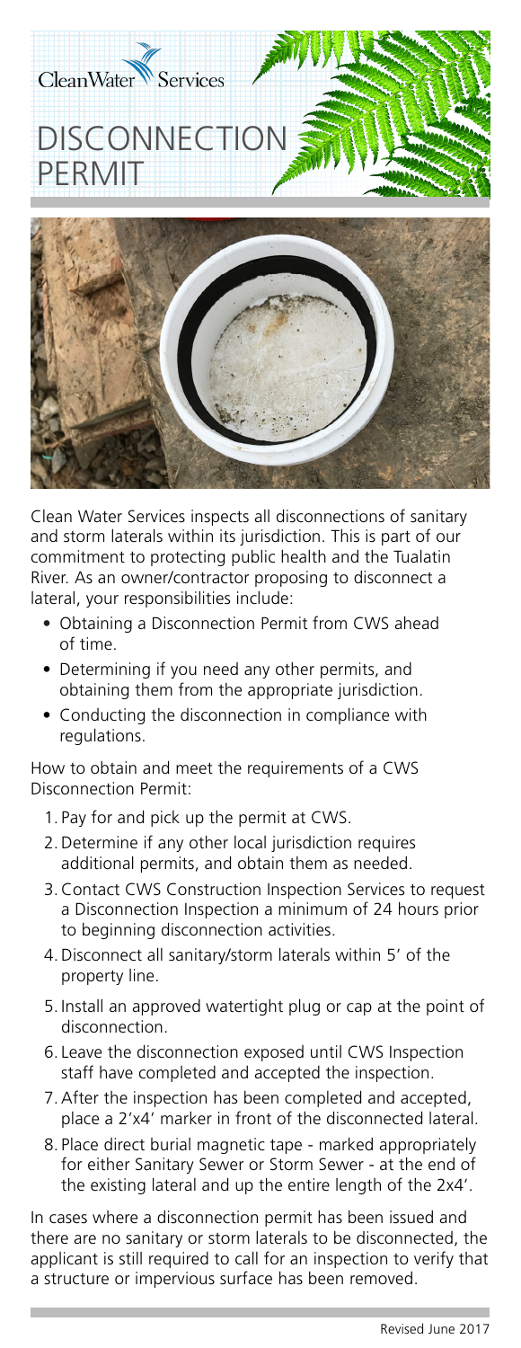Clean Water Services

# DISCONNECTION PERMIT

Clean Water Services inspects all disconnections of sanitary and storm laterals within its jurisdiction. This is part of our commitment to protecting public health and the Tualatin River. As an owner/contractor proposing to disconnect a lateral, your responsibilities include:

- Obtaining a Disconnection Permit from CWS ahead of time.
- Determining if you need any other permits, and obtaining them from the appropriate jurisdiction.
- Conducting the disconnection in compliance with regulations.

How to obtain and meet the requirements of a CWS Disconnection Permit:

1. Pay for and pick up the permit at CWS.
2. Determine if any other local jurisdiction requires additional permits, and obtain them as needed.
3. Contact CWS Construction Inspection Services to request a Disconnection Inspection a minimum of 24 hours prior to beginning disconnection activities.
4. Disconnect all sanitary/storm laterals within 5' of the property line.
5. Install an approved watertight plug or cap at the point of disconnection.
6. Leave the disconnection exposed until CWS Inspection staff have completed and accepted the inspection.
7. After the inspection has been completed and accepted, place a 2'x4' marker in front of the disconnected lateral.
8. Place direct burial magnetic tape - marked appropriately for either Sanitary Sewer or Storm Sewer - at the end of the existing lateral and up the entire length of the 2x4'.

In cases where a disconnection permit has been issued and there are no sanitary or storm laterals to be disconnected, the applicant is still required to call for an inspection to verify that a structure or impervious surface has been removed.

Revised June 2017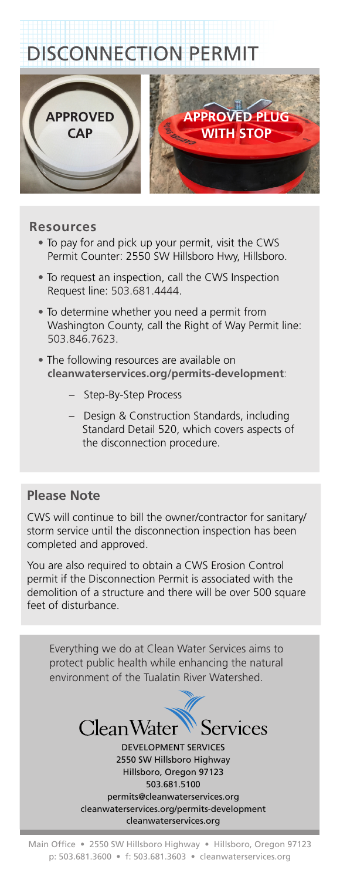# DISCONNECTION PERMIT

APPROVED CAP

APPROVED PLUG WITH STOP

## Resources

- To pay for and pick up your permit, visit the CWS Permit Counter: 2550 SW Hillsboro Hwy, Hillsboro.
- To request an inspection, call the CWS Inspection Request line: 503.681.4444.
- To determine whether you need a permit from Washington County, call the Right of Way Permit line: 503.846.7623.
- The following resources are available on **cleanwaterservices.org/permits-development**:
  - Step-By-Step Process
  - Design & Construction Standards, including Standard Detail 520, which covers aspects of the disconnection procedure.

## Please Note

CWS will continue to bill the owner/contractor for sanitary/storm service until the disconnection inspection has been completed and approved.

You are also required to obtain a CWS Erosion Control permit if the Disconnection Permit is associated with the demolition of a structure and there will be over 500 square feet of disturbance.

Everything we do at Clean Water Services aims to protect public health while enhancing the natural environment of the Tualatin River Watershed.

Clean Water Services

DEVELOPMENT SERVICES
2550 SW Hillsboro Highway
Hillsboro, Oregon 97123
503.681.5100
permits@cleanwaterservices.org
cleanwaterservices.org/permits-development
cleanwaterservices.org

Main Office • 2550 SW Hillsboro Highway • Hillsboro, Oregon 97123
p: 503.681.3600 • f: 503.681.3603 • cleanwaterservices.org